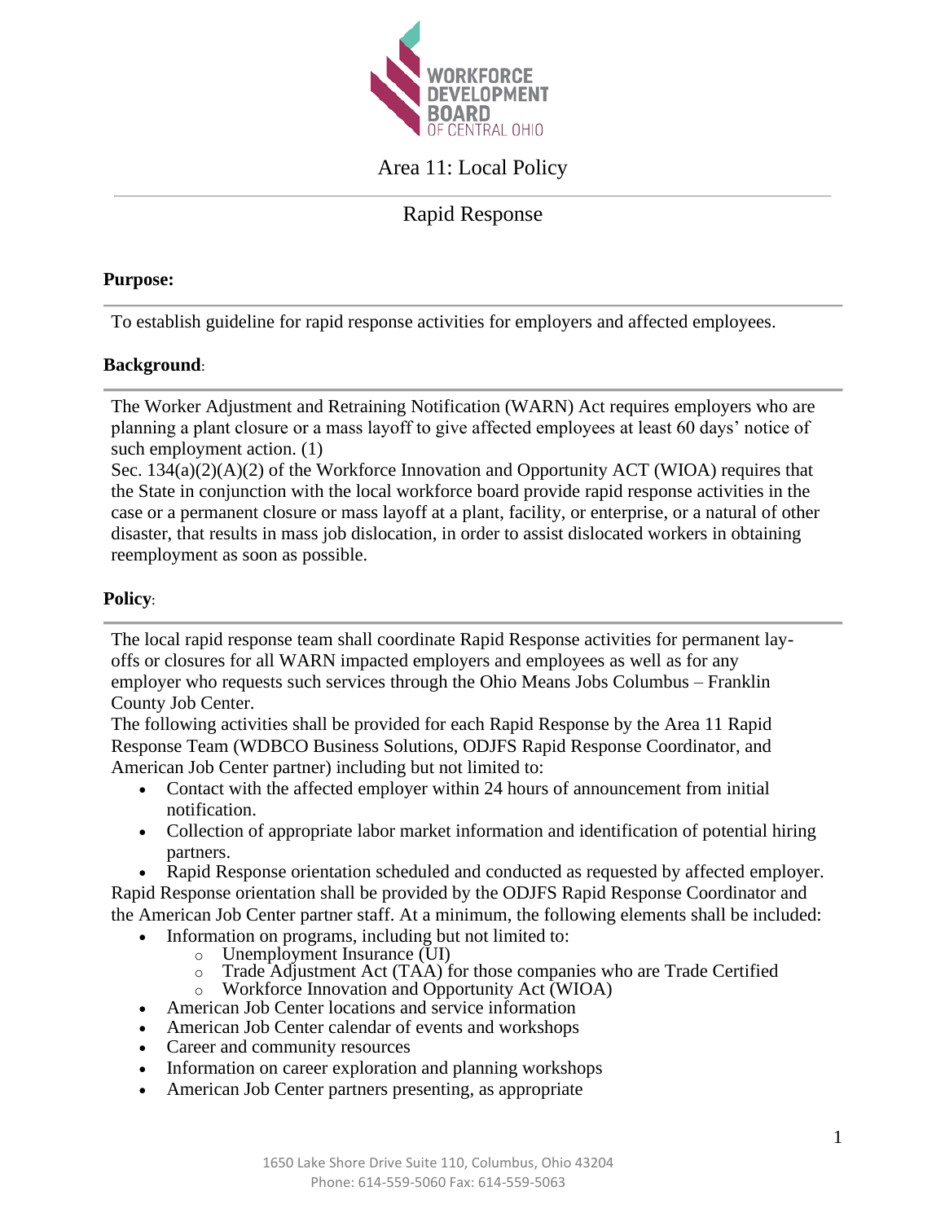# Area 11: Local Policy

## Rapid Response

**Purpose:**

To establish guideline for rapid response activities for employers and affected employees.

**Background**:

The Worker Adjustment and Retraining Notification (WARN) Act requires employers who are planning a plant closure or a mass layoff to give affected employees at least 60 days' notice of such employment action. (1)

Sec. 134(a)(2)(A)(2) of the Workforce Innovation and Opportunity ACT (WIOA) requires that the State in conjunction with the local workforce board provide rapid response activities in the case or a permanent closure or mass layoff at a plant, facility, or enterprise, or a natural of other disaster, that results in mass job dislocation, in order to assist dislocated workers in obtaining reemployment as soon as possible.

**Policy**:

The local rapid response team shall coordinate Rapid Response activities for permanent lay-offs or closures for all WARN impacted employers and employees as well as for any employer who requests such services through the Ohio Means Jobs Columbus – Franklin County Job Center.

The following activities shall be provided for each Rapid Response by the Area 11 Rapid Response Team (WDBCO Business Solutions, ODJFS Rapid Response Coordinator, and American Job Center partner) including but not limited to:

- Contact with the affected employer within 24 hours of announcement from initial notification.
- Collection of appropriate labor market information and identification of potential hiring partners.
- Rapid Response orientation scheduled and conducted as requested by affected employer.

Rapid Response orientation shall be provided by the ODJFS Rapid Response Coordinator and the American Job Center partner staff. At a minimum, the following elements shall be included:

- Information on programs, including but not limited to:
  - Unemployment Insurance (UI)
  - Trade Adjustment Act (TAA) for those companies who are Trade Certified
  - Workforce Innovation and Opportunity Act (WIOA)
- American Job Center locations and service information
- American Job Center calendar of events and workshops
- Career and community resources
- Information on career exploration and planning workshops
- American Job Center partners presenting, as appropriate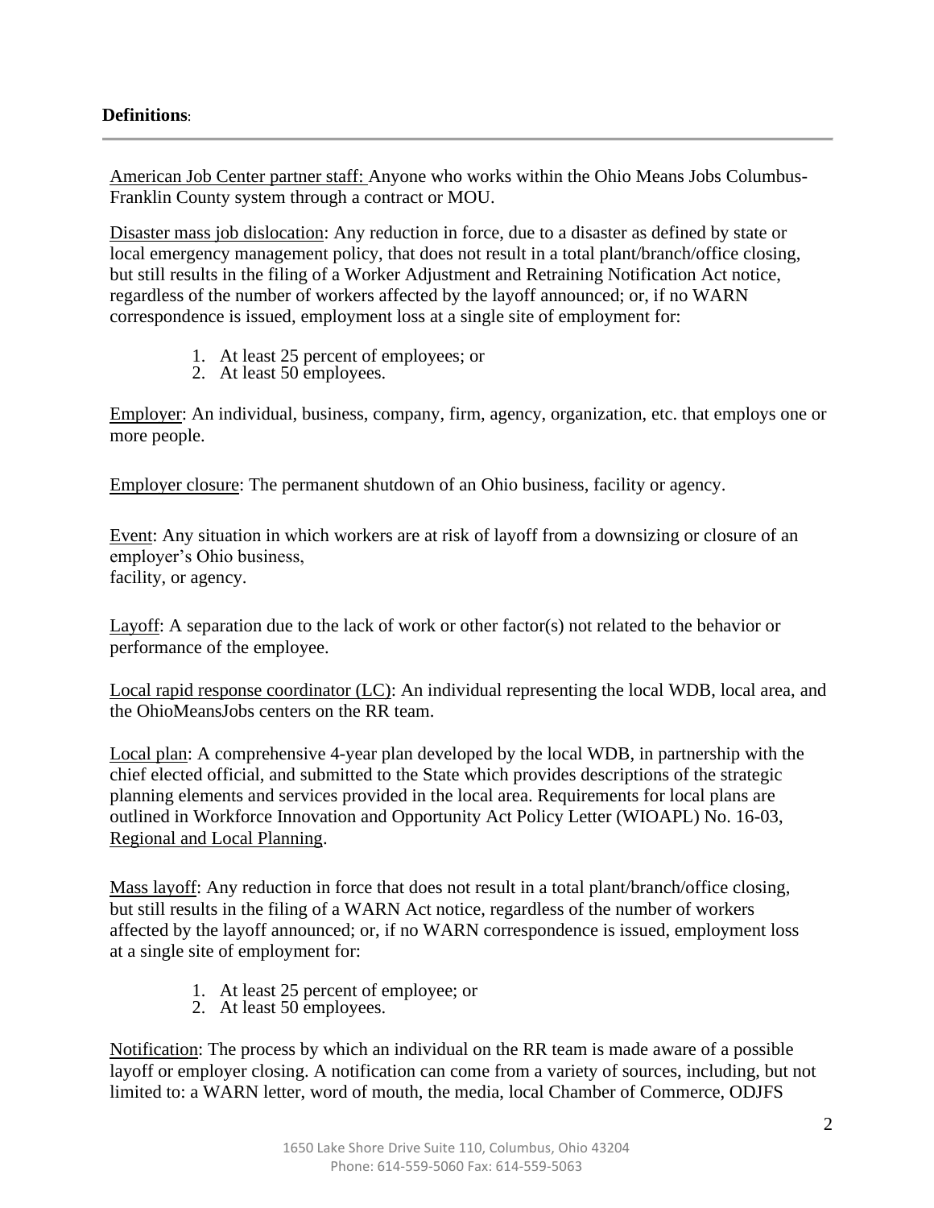**Definitions**:

American Job Center partner staff: Anyone who works within the Ohio Means Jobs Columbus-Franklin County system through a contract or MOU.

Disaster mass job dislocation: Any reduction in force, due to a disaster as defined by state or local emergency management policy, that does not result in a total plant/branch/office closing, but still results in the filing of a Worker Adjustment and Retraining Notification Act notice, regardless of the number of workers affected by the layoff announced; or, if no WARN correspondence is issued, employment loss at a single site of employment for:

1. At least 25 percent of employees; or
2. At least 50 employees.

Employer: An individual, business, company, firm, agency, organization, etc. that employs one or more people.

Employer closure: The permanent shutdown of an Ohio business, facility or agency.

Event: Any situation in which workers are at risk of layoff from a downsizing or closure of an employer's Ohio business, facility, or agency.

Layoff: A separation due to the lack of work or other factor(s) not related to the behavior or performance of the employee.

Local rapid response coordinator (LC): An individual representing the local WDB, local area, and the OhioMeansJobs centers on the RR team.

Local plan: A comprehensive 4-year plan developed by the local WDB, in partnership with the chief elected official, and submitted to the State which provides descriptions of the strategic planning elements and services provided in the local area. Requirements for local plans are outlined in Workforce Innovation and Opportunity Act Policy Letter (WIOAPL) No. 16-03, Regional and Local Planning.

Mass layoff: Any reduction in force that does not result in a total plant/branch/office closing, but still results in the filing of a WARN Act notice, regardless of the number of workers affected by the layoff announced; or, if no WARN correspondence is issued, employment loss at a single site of employment for:

1. At least 25 percent of employee; or
2. At least 50 employees.

Notification: The process by which an individual on the RR team is made aware of a possible layoff or employer closing. A notification can come from a variety of sources, including, but not limited to: a WARN letter, word of mouth, the media, local Chamber of Commerce, ODJFS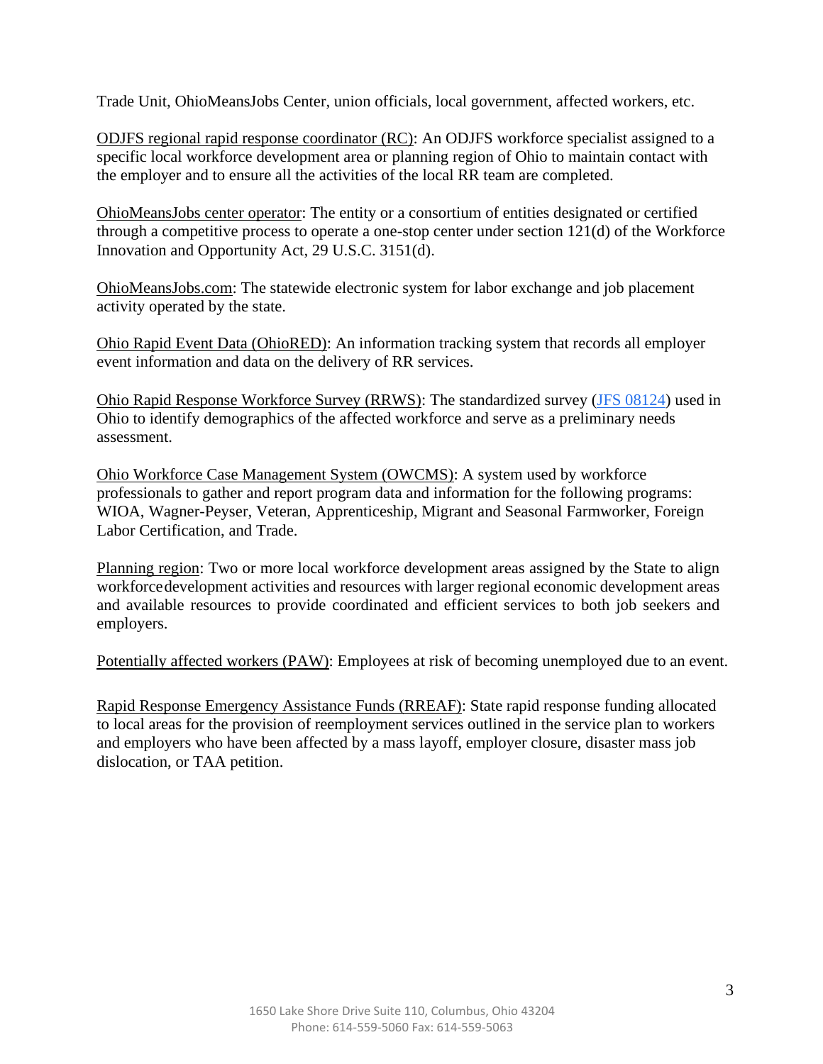Trade Unit, OhioMeansJobs Center, union officials, local government, affected workers, etc.

<u>ODJFS regional rapid response coordinator (RC)</u>: An ODJFS workforce specialist assigned to a specific local workforce development area or planning region of Ohio to maintain contact with the employer and to ensure all the activities of the local RR team are completed.

<u>OhioMeansJobs center operator</u>: The entity or a consortium of entities designated or certified through a competitive process to operate a one-stop center under section 121(d) of the Workforce Innovation and Opportunity Act, 29 U.S.C. 3151(d).

<u>OhioMeansJobs.com</u>: The statewide electronic system for labor exchange and job placement activity operated by the state.

<u>Ohio Rapid Event Data (OhioRED)</u>: An information tracking system that records all employer event information and data on the delivery of RR services.

<u>Ohio Rapid Response Workforce Survey (RRWS)</u>: The standardized survey (JFS 08124) used in Ohio to identify demographics of the affected workforce and serve as a preliminary needs assessment.

<u>Ohio Workforce Case Management System (OWCMS)</u>: A system used by workforce professionals to gather and report program data and information for the following programs: WIOA, Wagner-Peyser, Veteran, Apprenticeship, Migrant and Seasonal Farmworker, Foreign Labor Certification, and Trade.

<u>Planning region</u>: Two or more local workforce development areas assigned by the State to align workforce development activities and resources with larger regional economic development areas and available resources to provide coordinated and efficient services to both job seekers and employers.

<u>Potentially affected workers (PAW)</u>: Employees at risk of becoming unemployed due to an event.

<u>Rapid Response Emergency Assistance Funds (RREAF)</u>: State rapid response funding allocated to local areas for the provision of reemployment services outlined in the service plan to workers and employers who have been affected by a mass layoff, employer closure, disaster mass job dislocation, or TAA petition.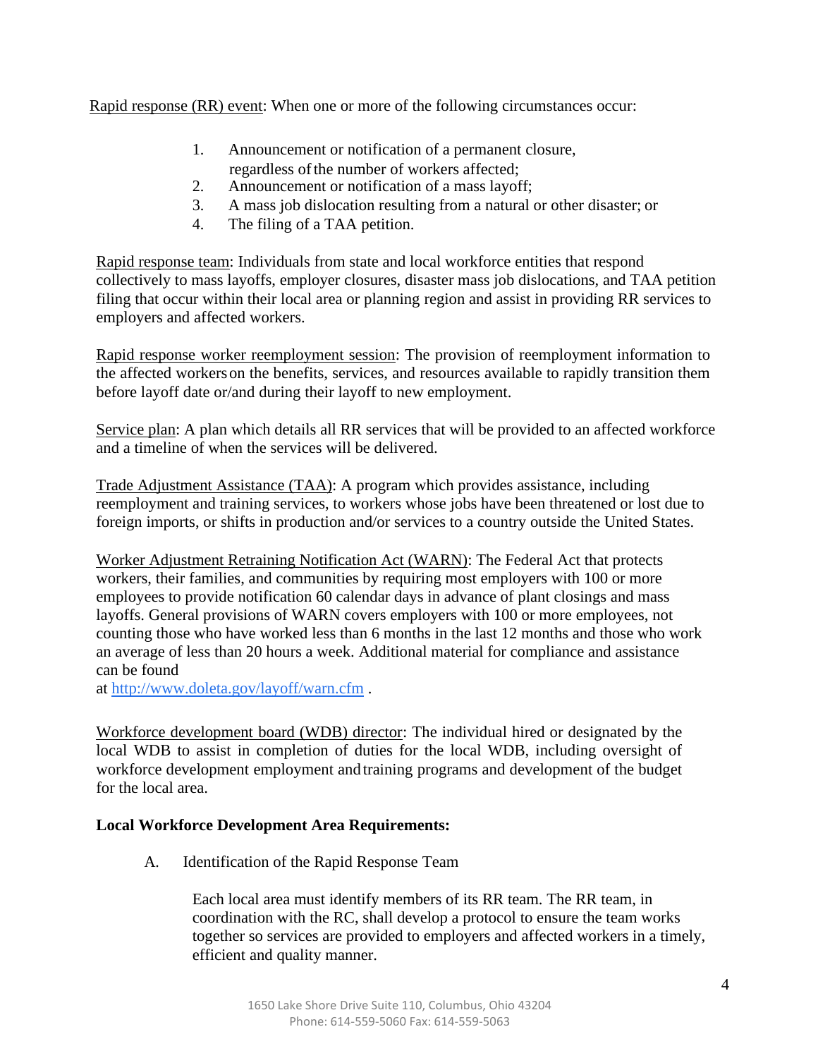Rapid response (RR) event: When one or more of the following circumstances occur:

1. Announcement or notification of a permanent closure, regardless of the number of workers affected;
2. Announcement or notification of a mass layoff;
3. A mass job dislocation resulting from a natural or other disaster; or
4. The filing of a TAA petition.

Rapid response team: Individuals from state and local workforce entities that respond collectively to mass layoffs, employer closures, disaster mass job dislocations, and TAA petition filing that occur within their local area or planning region and assist in providing RR services to employers and affected workers.

Rapid response worker reemployment session: The provision of reemployment information to the affected workers on the benefits, services, and resources available to rapidly transition them before layoff date or/and during their layoff to new employment.

Service plan: A plan which details all RR services that will be provided to an affected workforce and a timeline of when the services will be delivered.

Trade Adjustment Assistance (TAA): A program which provides assistance, including reemployment and training services, to workers whose jobs have been threatened or lost due to foreign imports, or shifts in production and/or services to a country outside the United States.

Worker Adjustment Retraining Notification Act (WARN): The Federal Act that protects workers, their families, and communities by requiring most employers with 100 or more employees to provide notification 60 calendar days in advance of plant closings and mass layoffs. General provisions of WARN covers employers with 100 or more employees, not counting those who have worked less than 6 months in the last 12 months and those who work an average of less than 20 hours a week. Additional material for compliance and assistance can be found at http://www.doleta.gov/layoff/warn.cfm .

Workforce development board (WDB) director: The individual hired or designated by the local WDB to assist in completion of duties for the local WDB, including oversight of workforce development employment and training programs and development of the budget for the local area.

**Local Workforce Development Area Requirements:**

A. Identification of the Rapid Response Team

Each local area must identify members of its RR team. The RR team, in coordination with the RC, shall develop a protocol to ensure the team works together so services are provided to employers and affected workers in a timely, efficient and quality manner.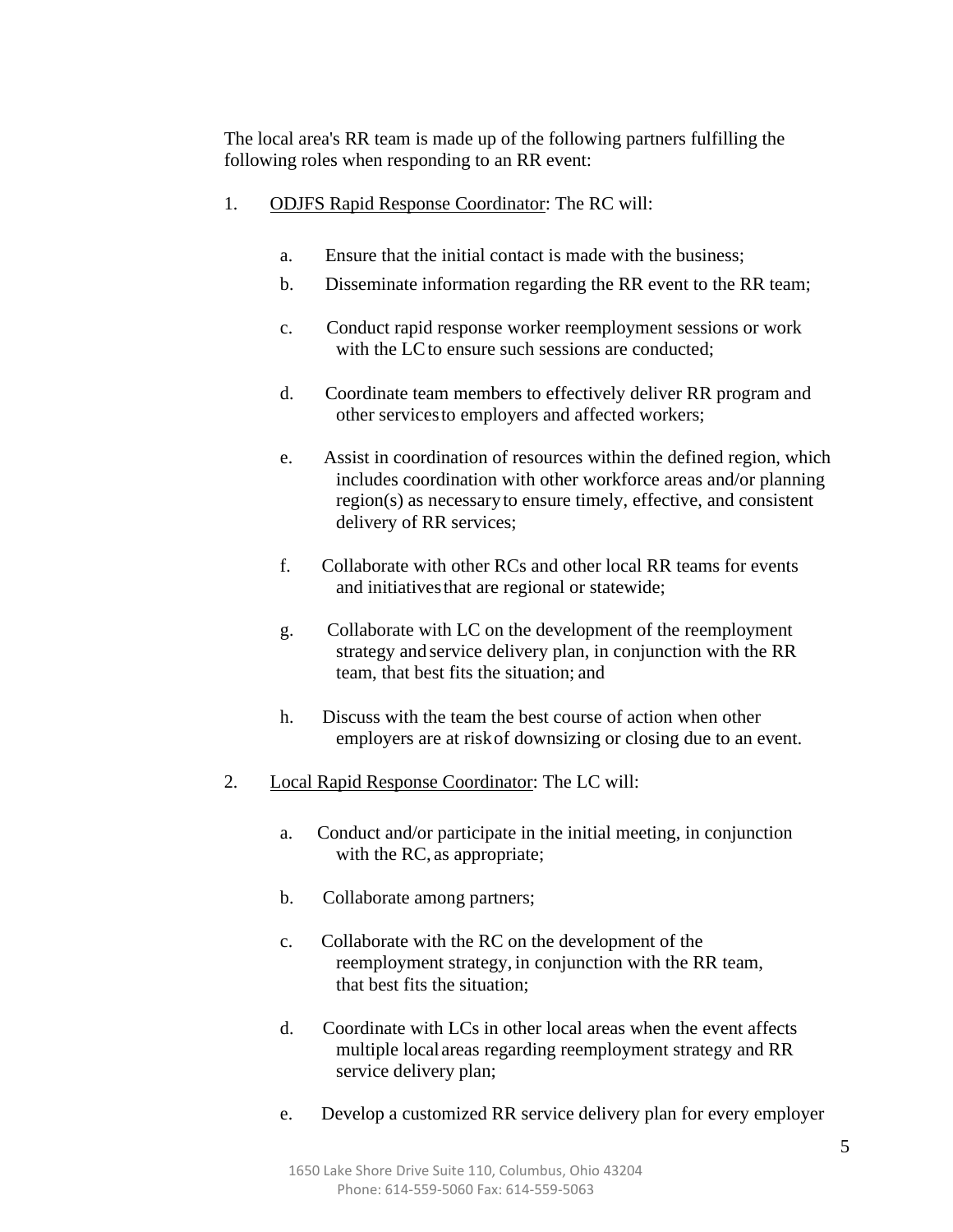The local area's RR team is made up of the following partners fulfilling the following roles when responding to an RR event:

1. <u>ODJFS Rapid Response Coordinator</u>: The RC will:

    a. Ensure that the initial contact is made with the business;

    b. Disseminate information regarding the RR event to the RR team;

    c. Conduct rapid response worker reemployment sessions or work with the LC to ensure such sessions are conducted;

    d. Coordinate team members to effectively deliver RR program and other services to employers and affected workers;

    e. Assist in coordination of resources within the defined region, which includes coordination with other workforce areas and/or planning region(s) as necessary to ensure timely, effective, and consistent delivery of RR services;

    f. Collaborate with other RCs and other local RR teams for events and initiatives that are regional or statewide;

    g. Collaborate with LC on the development of the reemployment strategy and service delivery plan, in conjunction with the RR team, that best fits the situation; and

    h. Discuss with the team the best course of action when other employers are at risk of downsizing or closing due to an event.

2. <u>Local Rapid Response Coordinator</u>: The LC will:

    a. Conduct and/or participate in the initial meeting, in conjunction with the RC, as appropriate;

    b. Collaborate among partners;

    c. Collaborate with the RC on the development of the reemployment strategy, in conjunction with the RR team, that best fits the situation;

    d. Coordinate with LCs in other local areas when the event affects multiple local areas regarding reemployment strategy and RR service delivery plan;

    e. Develop a customized RR service delivery plan for every employer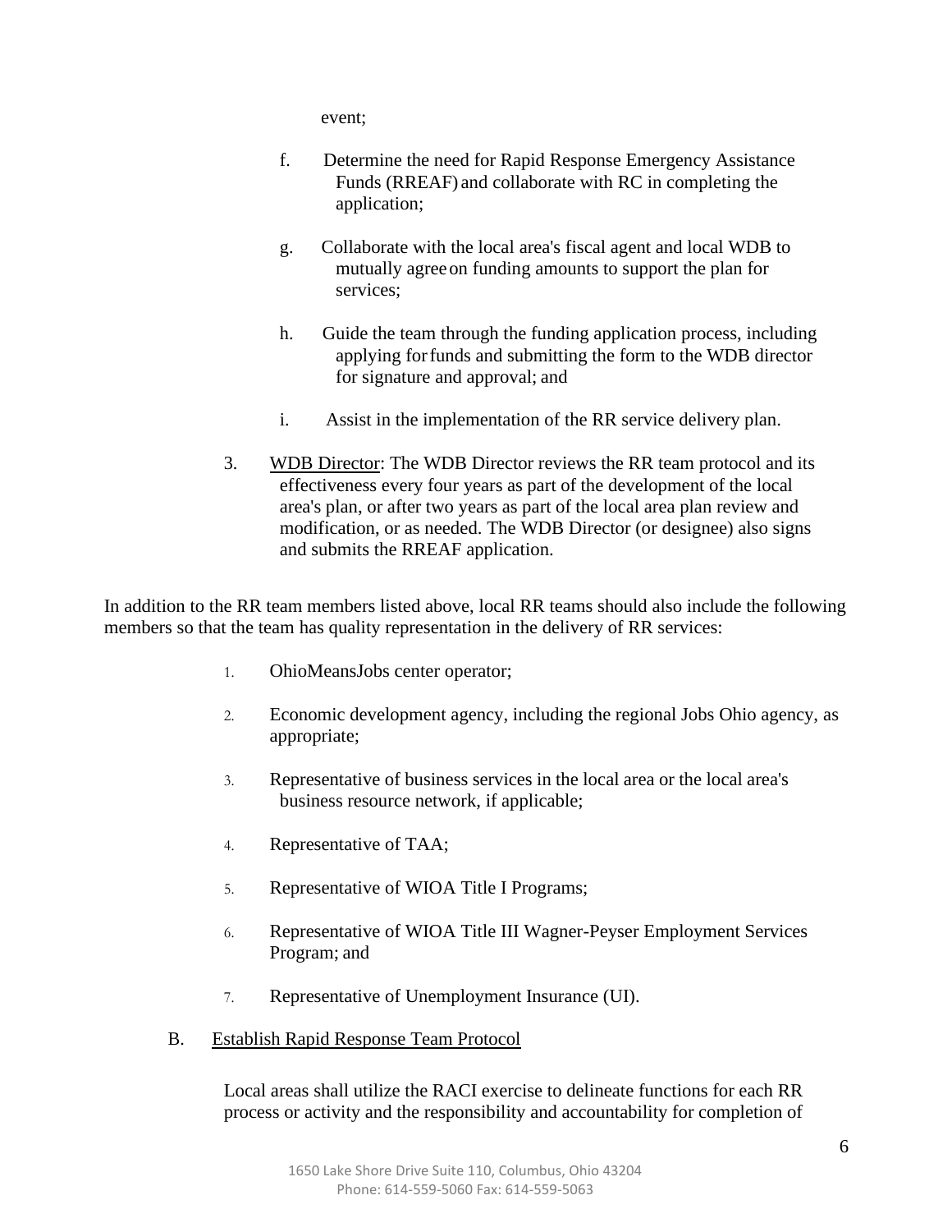event;

f. Determine the need for Rapid Response Emergency Assistance Funds (RREAF) and collaborate with RC in completing the application;

g. Collaborate with the local area's fiscal agent and local WDB to mutually agree on funding amounts to support the plan for services;

h. Guide the team through the funding application process, including applying for funds and submitting the form to the WDB director for signature and approval; and

i. Assist in the implementation of the RR service delivery plan.

3. WDB Director: The WDB Director reviews the RR team protocol and its effectiveness every four years as part of the development of the local area's plan, or after two years as part of the local area plan review and modification, or as needed. The WDB Director (or designee) also signs and submits the RREAF application.

In addition to the RR team members listed above, local RR teams should also include the following members so that the team has quality representation in the delivery of RR services:

1. OhioMeansJobs center operator;
2. Economic development agency, including the regional Jobs Ohio agency, as appropriate;
3. Representative of business services in the local area or the local area's business resource network, if applicable;
4. Representative of TAA;
5. Representative of WIOA Title I Programs;
6. Representative of WIOA Title III Wagner-Peyser Employment Services Program; and
7. Representative of Unemployment Insurance (UI).

B. Establish Rapid Response Team Protocol

Local areas shall utilize the RACI exercise to delineate functions for each RR process or activity and the responsibility and accountability for completion of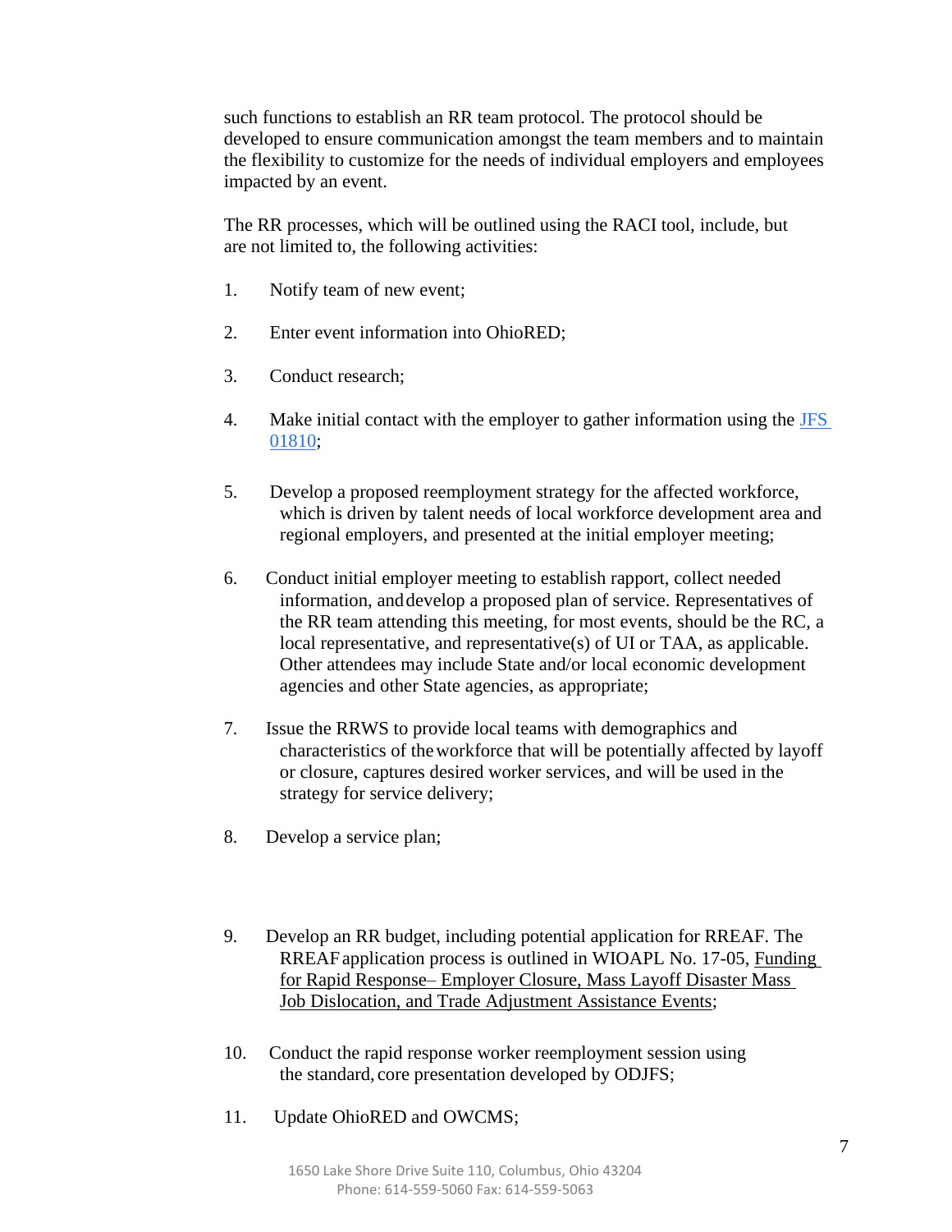such functions to establish an RR team protocol. The protocol should be developed to ensure communication amongst the team members and to maintain the flexibility to customize for the needs of individual employers and employees impacted by an event.

The RR processes, which will be outlined using the RACI tool, include, but are not limited to, the following activities:

1. Notify team of new event;

2. Enter event information into OhioRED;

3. Conduct research;

4. Make initial contact with the employer to gather information using the JFS 01810;

5. Develop a proposed reemployment strategy for the affected workforce, which is driven by talent needs of local workforce development area and regional employers, and presented at the initial employer meeting;

6. Conduct initial employer meeting to establish rapport, collect needed information, and develop a proposed plan of service. Representatives of the RR team attending this meeting, for most events, should be the RC, a local representative, and representative(s) of UI or TAA, as applicable. Other attendees may include State and/or local economic development agencies and other State agencies, as appropriate;

7. Issue the RRWS to provide local teams with demographics and characteristics of the workforce that will be potentially affected by layoff or closure, captures desired worker services, and will be used in the strategy for service delivery;

8. Develop a service plan;

9. Develop an RR budget, including potential application for RREAF. The RREAF application process is outlined in WIOAPL No. 17-05, Funding for Rapid Response– Employer Closure, Mass Layoff Disaster Mass Job Dislocation, and Trade Adjustment Assistance Events;

10. Conduct the rapid response worker reemployment session using the standard, core presentation developed by ODJFS;

11. Update OhioRED and OWCMS;

1650 Lake Shore Drive Suite 110, Columbus, Ohio 43204
Phone: 614-559-5060 Fax: 614-559-5063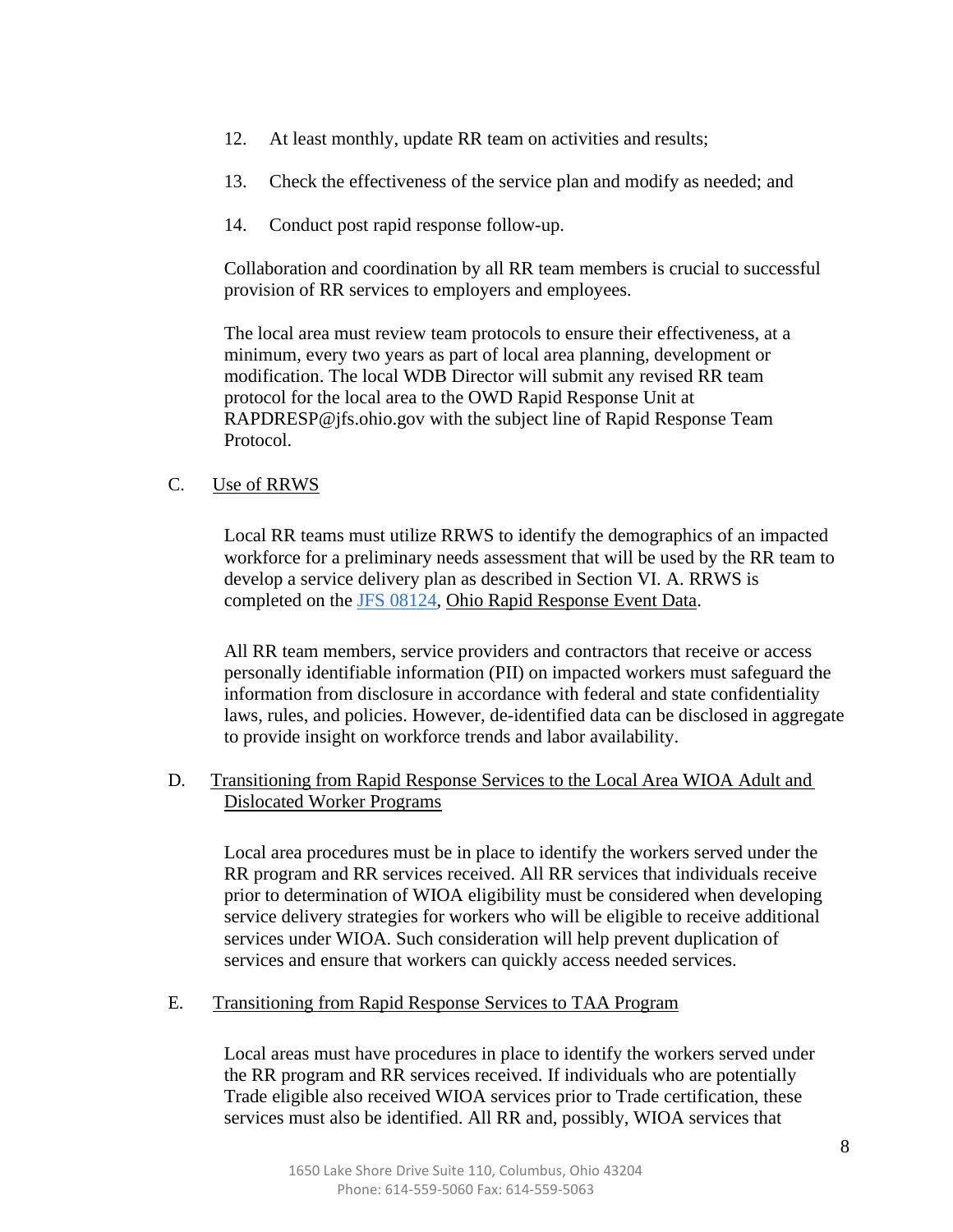12. At least monthly, update RR team on activities and results;

13. Check the effectiveness of the service plan and modify as needed; and

14. Conduct post rapid response follow-up.

Collaboration and coordination by all RR team members is crucial to successful provision of RR services to employers and employees.

The local area must review team protocols to ensure their effectiveness, at a minimum, every two years as part of local area planning, development or modification. The local WDB Director will submit any revised RR team protocol for the local area to the OWD Rapid Response Unit at RAPDRESP@jfs.ohio.gov with the subject line of Rapid Response Team Protocol.

C. Use of RRWS

Local RR teams must utilize RRWS to identify the demographics of an impacted workforce for a preliminary needs assessment that will be used by the RR team to develop a service delivery plan as described in Section VI. A. RRWS is completed on the JFS 08124, Ohio Rapid Response Event Data.

All RR team members, service providers and contractors that receive or access personally identifiable information (PII) on impacted workers must safeguard the information from disclosure in accordance with federal and state confidentiality laws, rules, and policies. However, de-identified data can be disclosed in aggregate to provide insight on workforce trends and labor availability.

D. Transitioning from Rapid Response Services to the Local Area WIOA Adult and Dislocated Worker Programs

Local area procedures must be in place to identify the workers served under the RR program and RR services received. All RR services that individuals receive prior to determination of WIOA eligibility must be considered when developing service delivery strategies for workers who will be eligible to receive additional services under WIOA. Such consideration will help prevent duplication of services and ensure that workers can quickly access needed services.

E. Transitioning from Rapid Response Services to TAA Program

Local areas must have procedures in place to identify the workers served under the RR program and RR services received. If individuals who are potentially Trade eligible also received WIOA services prior to Trade certification, these services must also be identified. All RR and, possibly, WIOA services that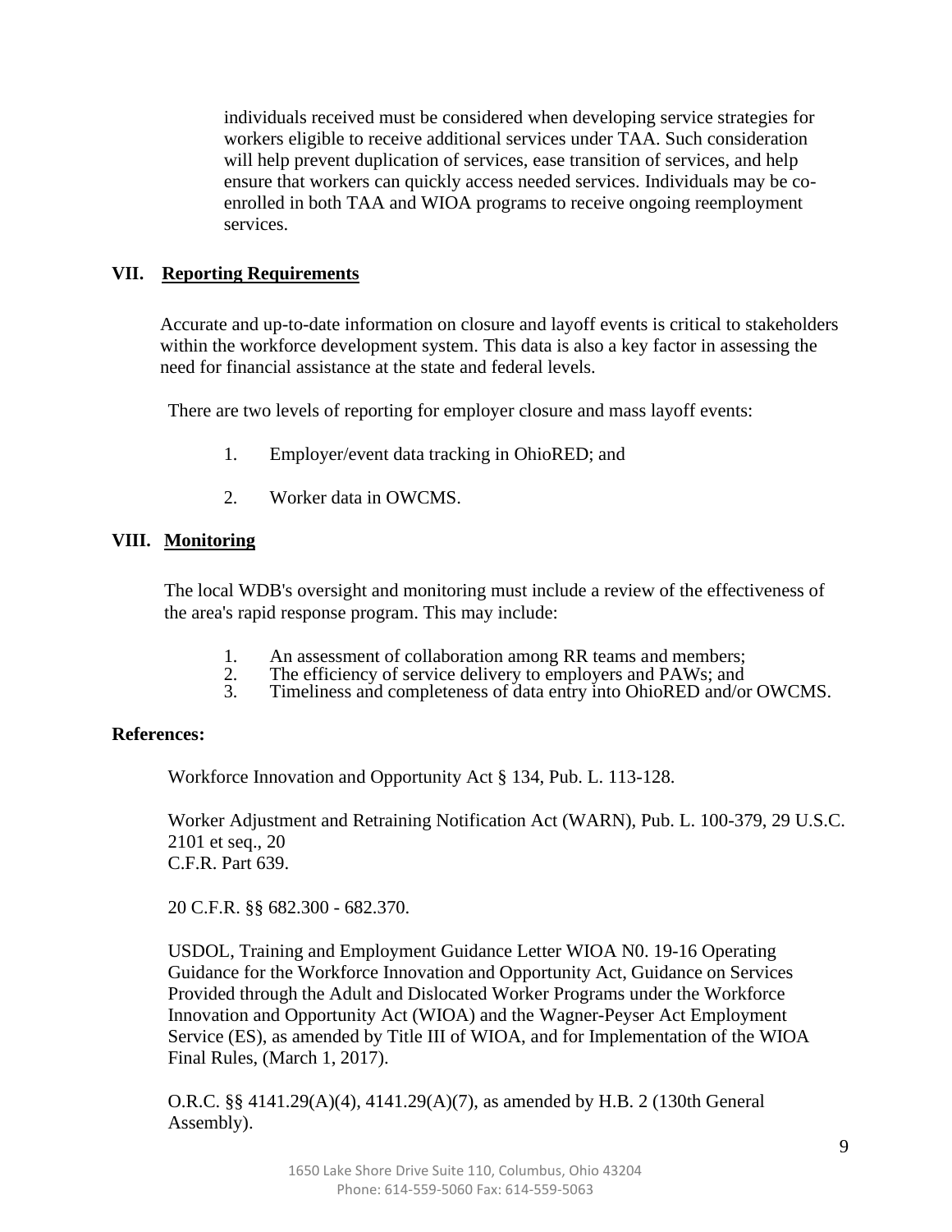individuals received must be considered when developing service strategies for workers eligible to receive additional services under TAA. Such consideration will help prevent duplication of services, ease transition of services, and help ensure that workers can quickly access needed services. Individuals may be co-enrolled in both TAA and WIOA programs to receive ongoing reemployment services.

## VII. Reporting Requirements

Accurate and up-to-date information on closure and layoff events is critical to stakeholders within the workforce development system. This data is also a key factor in assessing the need for financial assistance at the state and federal levels.

There are two levels of reporting for employer closure and mass layoff events:

1. Employer/event data tracking in OhioRED; and
2. Worker data in OWCMS.

## VIII. Monitoring

The local WDB's oversight and monitoring must include a review of the effectiveness of the area's rapid response program. This may include:

1. An assessment of collaboration among RR teams and members;
2. The efficiency of service delivery to employers and PAWs; and
3. Timeliness and completeness of data entry into OhioRED and/or OWCMS.

**References:**

Workforce Innovation and Opportunity Act § 134, Pub. L. 113-128.

Worker Adjustment and Retraining Notification Act (WARN), Pub. L. 100-379, 29 U.S.C. 2101 et seq., 20 C.F.R. Part 639.

20 C.F.R. §§ 682.300 - 682.370.

USDOL, Training and Employment Guidance Letter WIOA N0. 19-16 Operating Guidance for the Workforce Innovation and Opportunity Act, Guidance on Services Provided through the Adult and Dislocated Worker Programs under the Workforce Innovation and Opportunity Act (WIOA) and the Wagner-Peyser Act Employment Service (ES), as amended by Title III of WIOA, and for Implementation of the WIOA Final Rules, (March 1, 2017).

O.R.C. §§ 4141.29(A)(4), 4141.29(A)(7), as amended by H.B. 2 (130th General Assembly).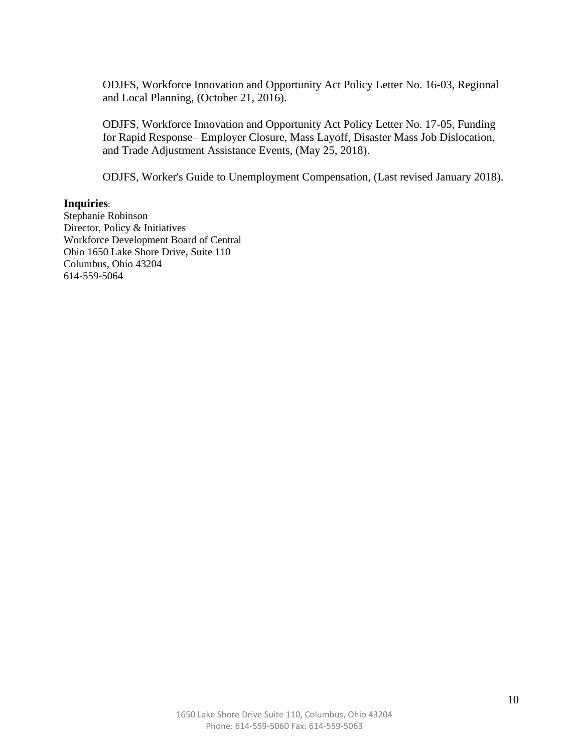ODJFS, Workforce Innovation and Opportunity Act Policy Letter No. 16-03, Regional and Local Planning, (October 21, 2016).

ODJFS, Workforce Innovation and Opportunity Act Policy Letter No. 17-05, Funding for Rapid Response– Employer Closure, Mass Layoff, Disaster Mass Job Dislocation, and Trade Adjustment Assistance Events, (May 25, 2018).

ODJFS, Worker's Guide to Unemployment Compensation, (Last revised January 2018).

**Inquiries**:

Stephanie Robinson
Director, Policy & Initiatives
Workforce Development Board of Central
Ohio 1650 Lake Shore Drive, Suite 110
Columbus, Ohio 43204
614-559-5064